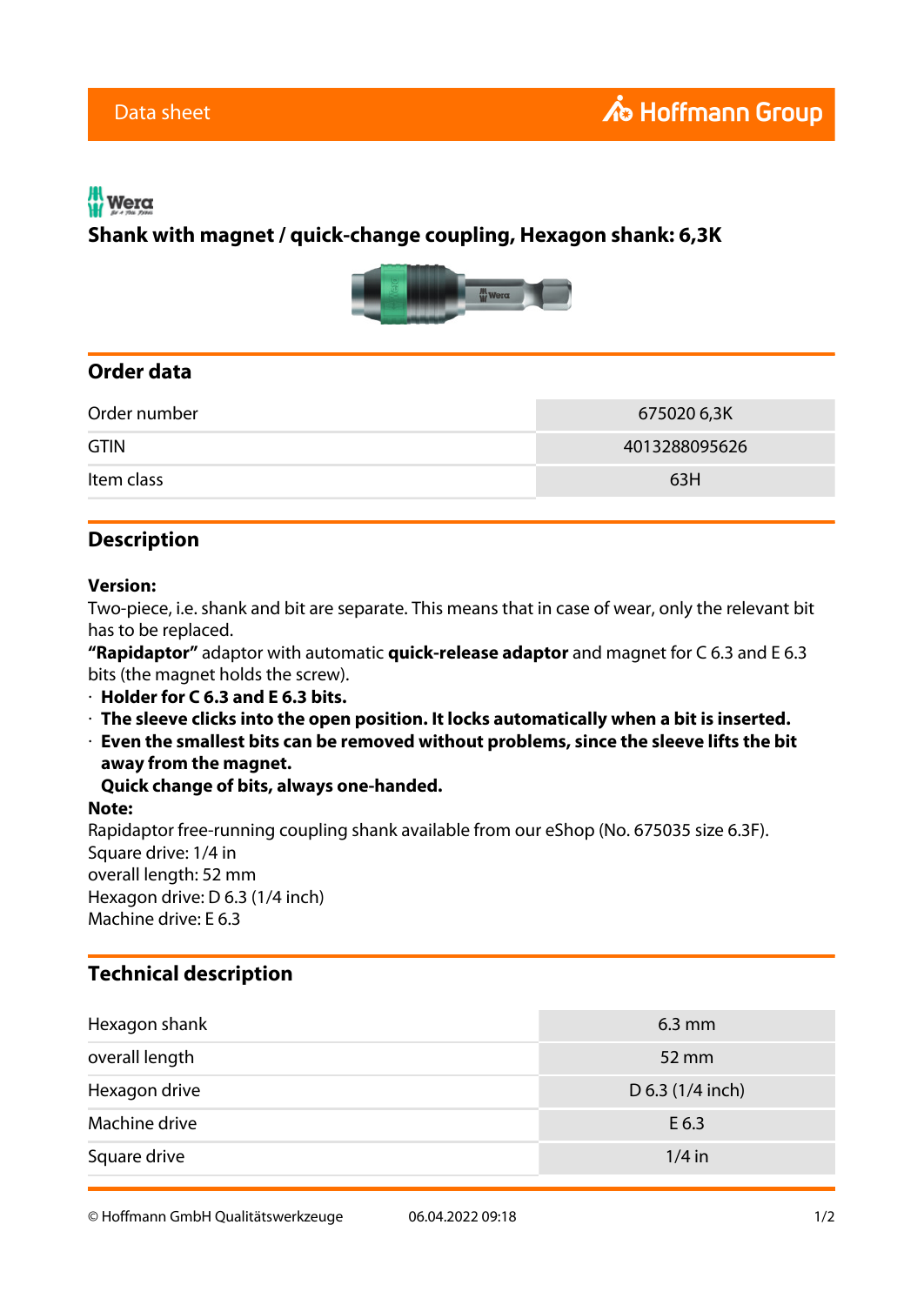Data sheet

Hoffmann Group

Wera

# Shank with magnet / quick-change coupling, Hexagon shank: 6,3K

## Order data

| | |
|---|---|
| Order number | 675020 6,3K |
| GTIN | 4013288095626 |
| Item class | 63H |

## Description

**Version:**
Two-piece, i.e. shank and bit are separate. This means that in case of wear, only the relevant bit has to be replaced.
**"Rapidaptor"** adaptor with automatic **quick-release adaptor** and magnet for C 6.3 and E 6.3 bits (the magnet holds the screw).

- **Holder for C 6.3 and E 6.3 bits.**
- **The sleeve clicks into the open position. It locks automatically when a bit is inserted.**
- **Even the smallest bits can be removed without problems, since the sleeve lifts the bit away from the magnet.**
  **Quick change of bits, always one-handed.**

**Note:**
Rapidaptor free-running coupling shank available from our eShop (No. 675035 size 6.3F).
Square drive: 1/4 in
overall length: 52 mm
Hexagon drive: D 6.3 (1/4 inch)
Machine drive: E 6.3

## Technical description

| | |
|---|---|
| Hexagon shank | 6.3 mm |
| overall length | 52 mm |
| Hexagon drive | D 6.3 (1/4 inch) |
| Machine drive | E 6.3 |
| Square drive | 1/4 in |

© Hoffmann GmbH Qualitätswerkzeuge 06.04.2022 09:18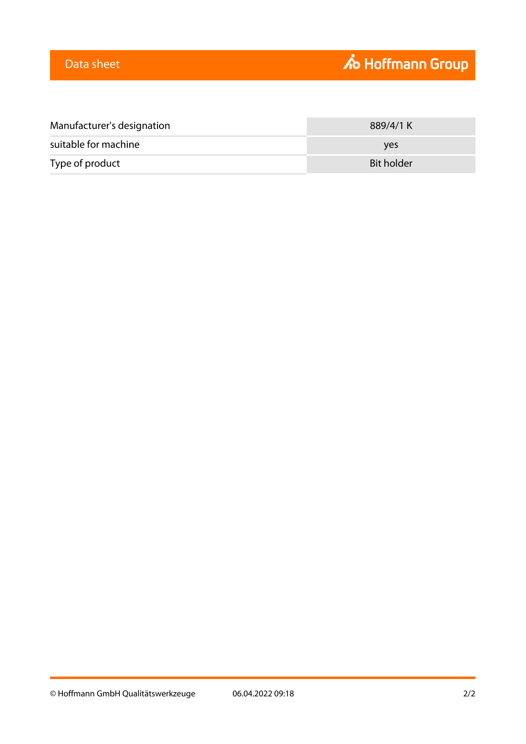| | |
|---|---|
| Manufacturer's designation | 889/4/1 K |
| suitable for machine | yes |
| Type of product | Bit holder |